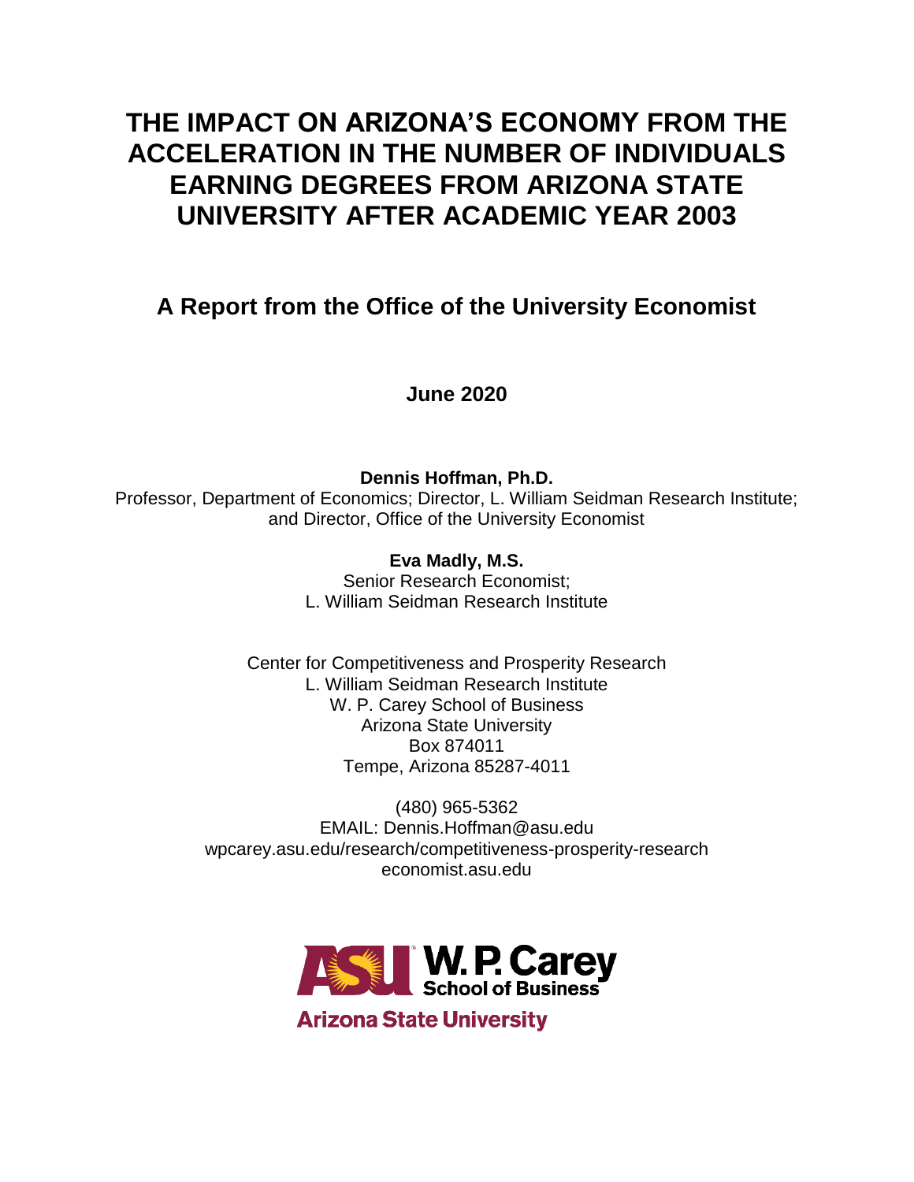# THE IMPACT ON ARIZONA'S ECONOMY FROM THE ACCELERATION IN THE NUMBER OF INDIVIDUALS EARNING DEGREES FROM ARIZONA STATE UNIVERSITY AFTER ACADEMIC YEAR 2003

## A Report from the Office of the University Economist

**June 2020**

**Dennis Hoffman, Ph.D.**
Professor, Department of Economics; Director, L. William Seidman Research Institute; and Director, Office of the University Economist

**Eva Madly, M.S.**
Senior Research Economist;
L. William Seidman Research Institute

Center for Competitiveness and Prosperity Research
L. William Seidman Research Institute
W. P. Carey School of Business
Arizona State University
Box 874011
Tempe, Arizona 85287-4011

(480) 965-5362
EMAIL: Dennis.Hoffman@asu.edu
wpcarey.asu.edu/research/competitiveness-prosperity-research
economist.asu.edu

ASU W. P. Carey School of Business
Arizona State University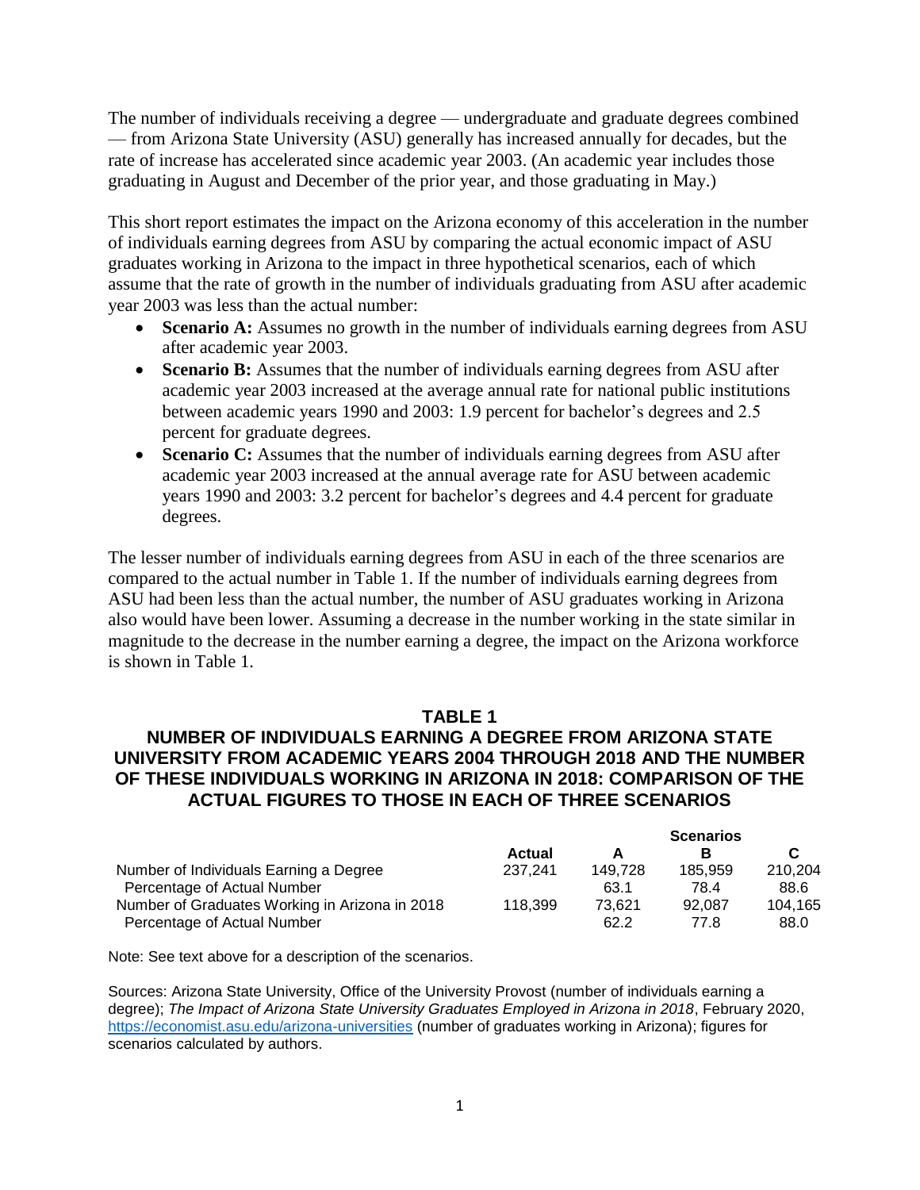The number of individuals receiving a degree — undergraduate and graduate degrees combined — from Arizona State University (ASU) generally has increased annually for decades, but the rate of increase has accelerated since academic year 2003. (An academic year includes those graduating in August and December of the prior year, and those graduating in May.)

This short report estimates the impact on the Arizona economy of this acceleration in the number of individuals earning degrees from ASU by comparing the actual economic impact of ASU graduates working in Arizona to the impact in three hypothetical scenarios, each of which assume that the rate of growth in the number of individuals graduating from ASU after academic year 2003 was less than the actual number:

- **Scenario A:** Assumes no growth in the number of individuals earning degrees from ASU after academic year 2003.
- **Scenario B:** Assumes that the number of individuals earning degrees from ASU after academic year 2003 increased at the average annual rate for national public institutions between academic years 1990 and 2003: 1.9 percent for bachelor's degrees and 2.5 percent for graduate degrees.
- **Scenario C:** Assumes that the number of individuals earning degrees from ASU after academic year 2003 increased at the annual average rate for ASU between academic years 1990 and 2003: 3.2 percent for bachelor's degrees and 4.4 percent for graduate degrees.

The lesser number of individuals earning degrees from ASU in each of the three scenarios are compared to the actual number in Table 1. If the number of individuals earning degrees from ASU had been less than the actual number, the number of ASU graduates working in Arizona also would have been lower. Assuming a decrease in the number working in the state similar in magnitude to the decrease in the number earning a degree, the impact on the Arizona workforce is shown in Table 1.

### TABLE 1
### NUMBER OF INDIVIDUALS EARNING A DEGREE FROM ARIZONA STATE UNIVERSITY FROM ACADEMIC YEARS 2004 THROUGH 2018 AND THE NUMBER OF THESE INDIVIDUALS WORKING IN ARIZONA IN 2018: COMPARISON OF THE ACTUAL FIGURES TO THOSE IN EACH OF THREE SCENARIOS

| | | Scenarios | | |
|---|---|---|---|---|
| | **Actual** | **A** | **B** | **C** |
| Number of Individuals Earning a Degree | 237,241 | 149,728 | 185,959 | 210,204 |
| Percentage of Actual Number | | 63.1 | 78.4 | 88.6 |
| Number of Graduates Working in Arizona in 2018 | 118,399 | 73,621 | 92,087 | 104,165 |
| Percentage of Actual Number | | 62.2 | 77.8 | 88.0 |

Note: See text above for a description of the scenarios.

Sources: Arizona State University, Office of the University Provost (number of individuals earning a degree); *The Impact of Arizona State University Graduates Employed in Arizona in 2018*, February 2020, https://economist.asu.edu/arizona-universities (number of graduates working in Arizona); figures for scenarios calculated by authors.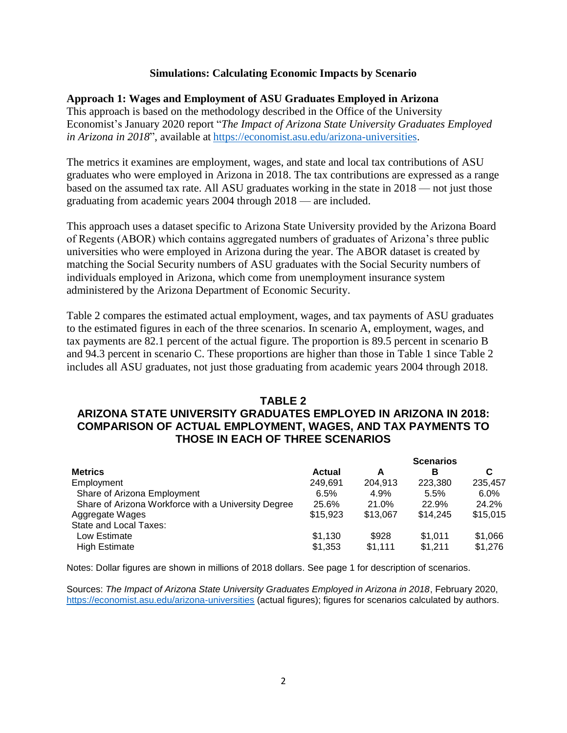## Simulations: Calculating Economic Impacts by Scenario

### Approach 1: Wages and Employment of ASU Graduates Employed in Arizona

This approach is based on the methodology described in the Office of the University Economist's January 2020 report "*The Impact of Arizona State University Graduates Employed in Arizona in 2018*", available at https://economist.asu.edu/arizona-universities.

The metrics it examines are employment, wages, and state and local tax contributions of ASU graduates who were employed in Arizona in 2018. The tax contributions are expressed as a range based on the assumed tax rate. All ASU graduates working in the state in 2018 — not just those graduating from academic years 2004 through 2018 — are included.

This approach uses a dataset specific to Arizona State University provided by the Arizona Board of Regents (ABOR) which contains aggregated numbers of graduates of Arizona's three public universities who were employed in Arizona during the year. The ABOR dataset is created by matching the Social Security numbers of ASU graduates with the Social Security numbers of individuals employed in Arizona, which come from unemployment insurance system administered by the Arizona Department of Economic Security.

Table 2 compares the estimated actual employment, wages, and tax payments of ASU graduates to the estimated figures in each of the three scenarios. In scenario A, employment, wages, and tax payments are 82.1 percent of the actual figure. The proportion is 89.5 percent in scenario B and 94.3 percent in scenario C. These proportions are higher than those in Table 1 since Table 2 includes all ASU graduates, not just those graduating from academic years 2004 through 2018.

**TABLE 2**
**ARIZONA STATE UNIVERSITY GRADUATES EMPLOYED IN ARIZONA IN 2018: COMPARISON OF ACTUAL EMPLOYMENT, WAGES, AND TAX PAYMENTS TO THOSE IN EACH OF THREE SCENARIOS**

| | | Scenarios | | |
|---|---|---|---|---|
| **Metrics** | **Actual** | **A** | **B** | **C** |
| Employment | 249,691 | 204,913 | 223,380 | 235,457 |
| Share of Arizona Employment | 6.5% | 4.9% | 5.5% | 6.0% |
| Share of Arizona Workforce with a University Degree | 25.6% | 21.0% | 22.9% | 24.2% |
| Aggregate Wages | $15,923 | $13,067 | $14,245 | $15,015 |
| State and Local Taxes: | | | | |
| Low Estimate | $1,130 | $928 | $1,011 | $1,066 |
| High Estimate | $1,353 | $1,111 | $1,211 | $1,276 |

Notes: Dollar figures are shown in millions of 2018 dollars. See page 1 for description of scenarios.

Sources: *The Impact of Arizona State University Graduates Employed in Arizona in 2018*, February 2020, https://economist.asu.edu/arizona-universities (actual figures); figures for scenarios calculated by authors.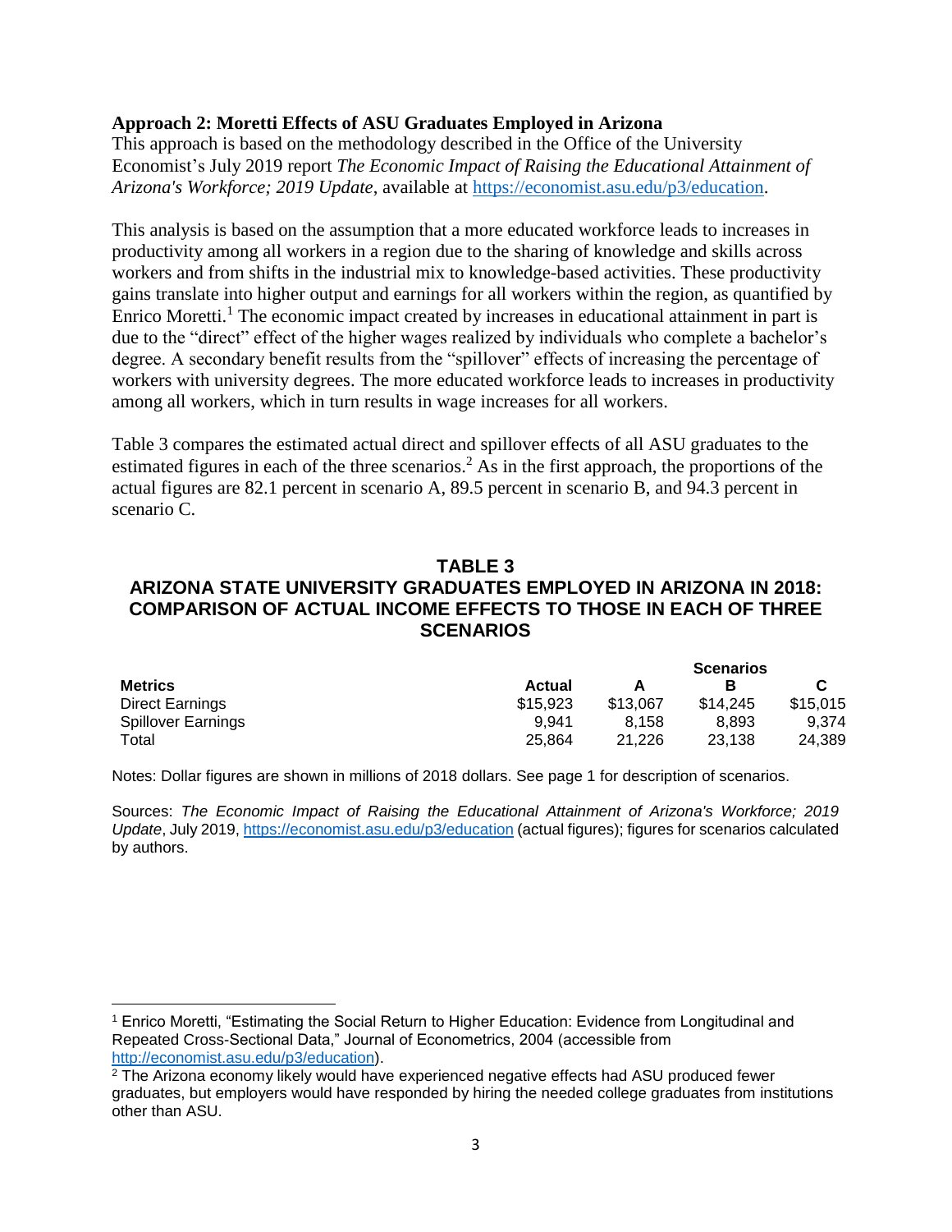### Approach 2: Moretti Effects of ASU Graduates Employed in Arizona

This approach is based on the methodology described in the Office of the University Economist's July 2019 report *The Economic Impact of Raising the Educational Attainment of Arizona's Workforce; 2019 Update*, available at https://economist.asu.edu/p3/education.

This analysis is based on the assumption that a more educated workforce leads to increases in productivity among all workers in a region due to the sharing of knowledge and skills across workers and from shifts in the industrial mix to knowledge-based activities. These productivity gains translate into higher output and earnings for all workers within the region, as quantified by Enrico Moretti.[1] The economic impact created by increases in educational attainment in part is due to the "direct" effect of the higher wages realized by individuals who complete a bachelor's degree. A secondary benefit results from the "spillover" effects of increasing the percentage of workers with university degrees. The more educated workforce leads to increases in productivity among all workers, which in turn results in wage increases for all workers.

Table 3 compares the estimated actual direct and spillover effects of all ASU graduates to the estimated figures in each of the three scenarios.[2] As in the first approach, the proportions of the actual figures are 82.1 percent in scenario A, 89.5 percent in scenario B, and 94.3 percent in scenario C.

**TABLE 3**

**ARIZONA STATE UNIVERSITY GRADUATES EMPLOYED IN ARIZONA IN 2018: COMPARISON OF ACTUAL INCOME EFFECTS TO THOSE IN EACH OF THREE SCENARIOS**

| | | Scenarios | | |
|---|---|---|---|---|
| **Metrics** | **Actual** | **A** | **B** | **C** |
| Direct Earnings | $15,923 | $13,067 | $14,245 | $15,015 |
| Spillover Earnings | 9,941 | 8,158 | 8,893 | 9,374 |
| Total | 25,864 | 21,226 | 23,138 | 24,389 |

Notes: Dollar figures are shown in millions of 2018 dollars. See page 1 for description of scenarios.

Sources: *The Economic Impact of Raising the Educational Attainment of Arizona's Workforce; 2019 Update*, July 2019, https://economist.asu.edu/p3/education (actual figures); figures for scenarios calculated by authors.

---

[1] Enrico Moretti, "Estimating the Social Return to Higher Education: Evidence from Longitudinal and Repeated Cross-Sectional Data," Journal of Econometrics, 2004 (accessible from http://economist.asu.edu/p3/education).

[2] The Arizona economy likely would have experienced negative effects had ASU produced fewer graduates, but employers would have responded by hiring the needed college graduates from institutions other than ASU.